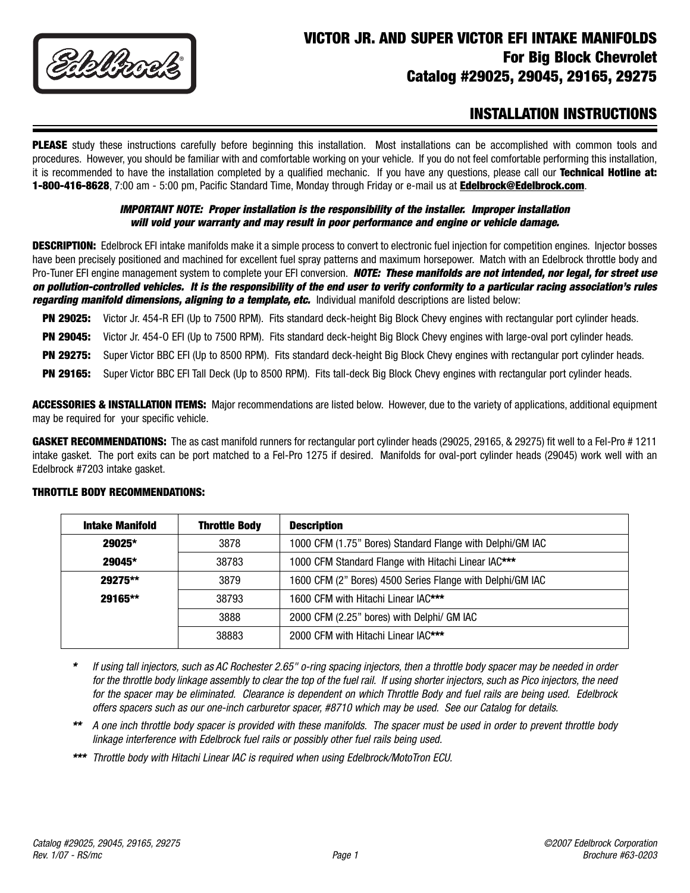# VICTOR JR. AND SUPER VICTOR EFI INTAKE MANIFOLDS
## For Big Block Chevrolet
## Catalog #29025, 29045, 29165, 29275

## INSTALLATION INSTRUCTIONS

**PLEASE** study these instructions carefully before beginning this installation. Most installations can be accomplished with common tools and procedures. However, you should be familiar with and comfortable working on your vehicle. If you do not feel comfortable performing this installation, it is recommended to have the installation completed by a qualified mechanic. If you have any questions, please call our **Technical Hotline at: 1-800-416-8628**, 7:00 am - 5:00 pm, Pacific Standard Time, Monday through Friday or e-mail us at **Edelbrock@Edelbrock.com**.

***IMPORTANT NOTE: Proper installation is the responsibility of the installer. Improper installation will void your warranty and may result in poor performance and engine or vehicle damage.***

**DESCRIPTION:** Edelbrock EFI intake manifolds make it a simple process to convert to electronic fuel injection for competition engines. Injector bosses have been precisely positioned and machined for excellent fuel spray patterns and maximum horsepower. Match with an Edelbrock throttle body and Pro-Tuner EFI engine management system to complete your EFI conversion. ***NOTE: These manifolds are not intended, nor legal, for street use on pollution-controlled vehicles. It is the responsibility of the end user to verify conformity to a particular racing association's rules regarding manifold dimensions, aligning to a template, etc.*** Individual manifold descriptions are listed below:

- **PN 29025:** Victor Jr. 454-R EFI (Up to 7500 RPM). Fits standard deck-height Big Block Chevy engines with rectangular port cylinder heads.
- **PN 29045:** Victor Jr. 454-O EFI (Up to 7500 RPM). Fits standard deck-height Big Block Chevy engines with large-oval port cylinder heads.
- **PN 29275:** Super Victor BBC EFI (Up to 8500 RPM). Fits standard deck-height Big Block Chevy engines with rectangular port cylinder heads.
- **PN 29165:** Super Victor BBC EFI Tall Deck (Up to 8500 RPM). Fits tall-deck Big Block Chevy engines with rectangular port cylinder heads.

**ACCESSORIES & INSTALLATION ITEMS:** Major recommendations are listed below. However, due to the variety of applications, additional equipment may be required for your specific vehicle.

**GASKET RECOMMENDATIONS:** The as cast manifold runners for rectangular port cylinder heads (29025, 29165, & 29275) fit well to a Fel-Pro # 1211 intake gasket. The port exits can be port matched to a Fel-Pro 1275 if desired. Manifolds for oval-port cylinder heads (29045) work well with an Edelbrock #7203 intake gasket.

**THROTTLE BODY RECOMMENDATIONS:**

| Intake Manifold | Throttle Body | Description |
|---|---|---|
| 29025* | 3878 | 1000 CFM (1.75" Bores) Standard Flange with Delphi/GM IAC |
| 29045* | 38783 | 1000 CFM Standard Flange with Hitachi Linear IAC*** |
| 29275** | 3879 | 1600 CFM (2" Bores) 4500 Series Flange with Delphi/GM IAC |
| 29165** | 38793 | 1600 CFM with Hitachi Linear IAC*** |
| | 3888 | 2000 CFM (2.25" bores) with Delphi/ GM IAC |
| | 38883 | 2000 CFM with Hitachi Linear IAC*** |

\* *If using tall injectors, such as AC Rochester 2.65" o-ring spacing injectors, then a throttle body spacer may be needed in order for the throttle body linkage assembly to clear the top of the fuel rail. If using shorter injectors, such as Pico injectors, the need for the spacer may be eliminated. Clearance is dependent on which Throttle Body and fuel rails are being used. Edelbrock offers spacers such as our one-inch carburetor spacer, #8710 which may be used. See our Catalog for details.*

\** *A one inch throttle body spacer is provided with these manifolds. The spacer must be used in order to prevent throttle body linkage interference with Edelbrock fuel rails or possibly other fuel rails being used.*

\*** *Throttle body with Hitachi Linear IAC is required when using Edelbrock/MotoTron ECU.*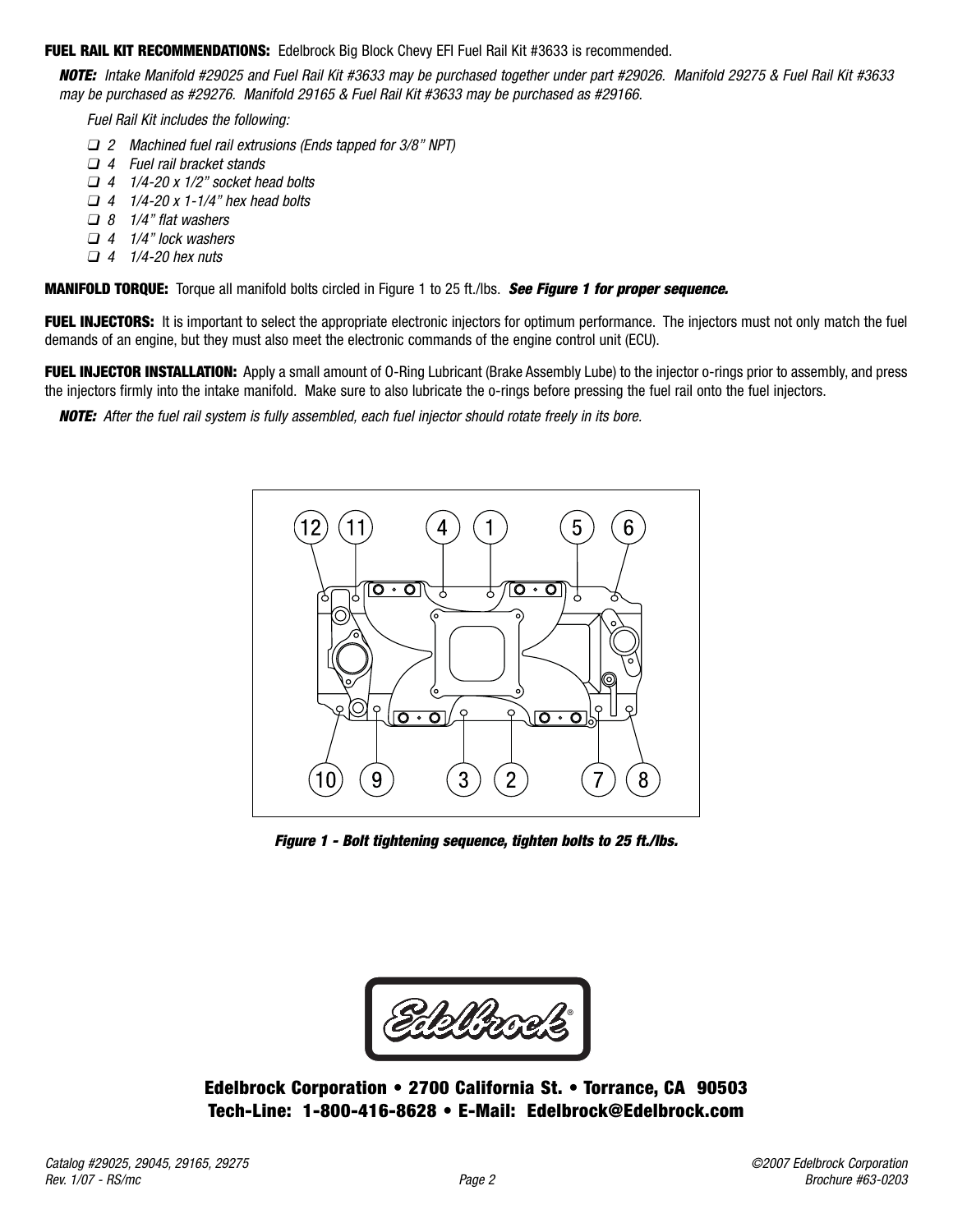**FUEL RAIL KIT RECOMMENDATIONS:** Edelbrock Big Block Chevy EFI Fuel Rail Kit #3633 is recommended.

***NOTE:*** *Intake Manifold #29025 and Fuel Rail Kit #3633 may be purchased together under part #29026. Manifold 29275 & Fuel Rail Kit #3633 may be purchased as #29276. Manifold 29165 & Fuel Rail Kit #3633 may be purchased as #29166.*

*Fuel Rail Kit includes the following:*

- ❑ *2 Machined fuel rail extrusions (Ends tapped for 3/8" NPT)*
- ❑ *4 Fuel rail bracket stands*
- ❑ *4 1/4-20 x 1/2" socket head bolts*
- ❑ *4 1/4-20 x 1-1/4" hex head bolts*
- ❑ *8 1/4" flat washers*
- ❑ *4 1/4" lock washers*
- ❑ *4 1/4-20 hex nuts*

**MANIFOLD TORQUE:** Torque all manifold bolts circled in Figure 1 to 25 ft./lbs. ***See Figure 1 for proper sequence.***

**FUEL INJECTORS:** It is important to select the appropriate electronic injectors for optimum performance. The injectors must not only match the fuel demands of an engine, but they must also meet the electronic commands of the engine control unit (ECU).

**FUEL INJECTOR INSTALLATION:** Apply a small amount of O-Ring Lubricant (Brake Assembly Lube) to the injector o-rings prior to assembly, and press the injectors firmly into the intake manifold. Make sure to also lubricate the o-rings before pressing the fuel rail onto the fuel injectors.

***NOTE:*** *After the fuel rail system is fully assembled, each fuel injector should rotate freely in its bore.*

12 11 4 1 5 6

10 9 3 2 7 8

***Figure 1 - Bolt tightening sequence, tighten bolts to 25 ft./lbs.***

Edelbrock

**Edelbrock Corporation • 2700 California St. • Torrance, CA 90503**
**Tech-Line: 1-800-416-8628 • E-Mail: Edelbrock@Edelbrock.com**

*Catalog #29025, 29045, 29165, 29275*
*Rev. 1/07 - RS/mc*

*©2007 Edelbrock Corporation*
*Brochure #63-0203*